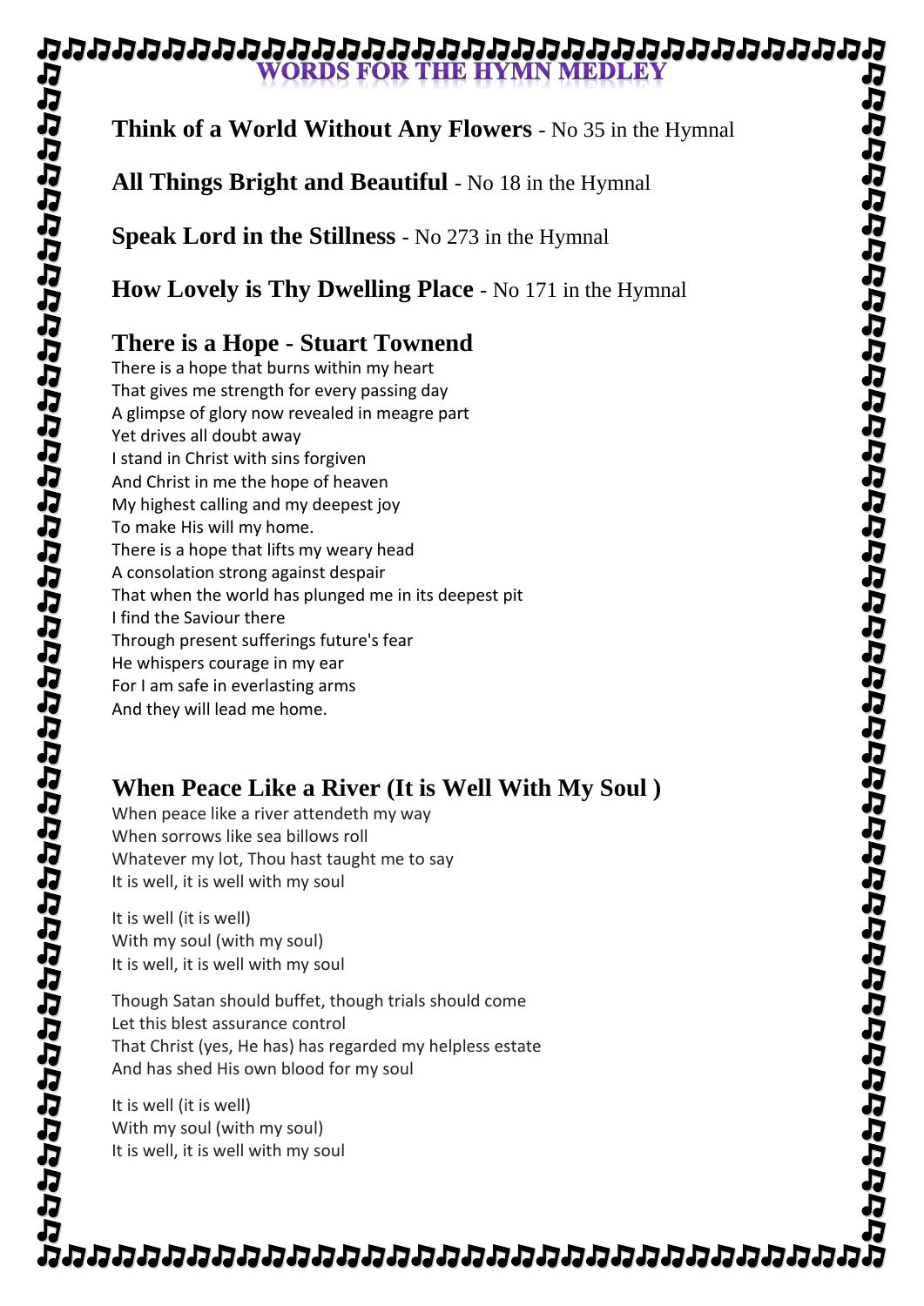# WORDS FOR THE HYMN MEDLEY

**Think of a World Without Any Flowers** - No 35 in the Hymnal

**All Things Bright and Beautiful** - No 18 in the Hymnal

**Speak Lord in the Stillness** - No 273 in the Hymnal

**How Lovely is Thy Dwelling Place** - No 171 in the Hymnal

## There is a Hope - Stuart Townend

There is a hope that burns within my heart
That gives me strength for every passing day
A glimpse of glory now revealed in meagre part
Yet drives all doubt away
I stand in Christ with sins forgiven
And Christ in me the hope of heaven
My highest calling and my deepest joy
To make His will my home.
There is a hope that lifts my weary head
A consolation strong against despair
That when the world has plunged me in its deepest pit
I find the Saviour there
Through present sufferings future's fear
He whispers courage in my ear
For I am safe in everlasting arms
And they will lead me home.

## When Peace Like a River (It is Well With My Soul )

When peace like a river attendeth my way
When sorrows like sea billows roll
Whatever my lot, Thou hast taught me to say
It is well, it is well with my soul

It is well (it is well)
With my soul (with my soul)
It is well, it is well with my soul

Though Satan should buffet, though trials should come
Let this blest assurance control
That Christ (yes, He has) has regarded my helpless estate
And has shed His own blood for my soul

It is well (it is well)
With my soul (with my soul)
It is well, it is well with my soul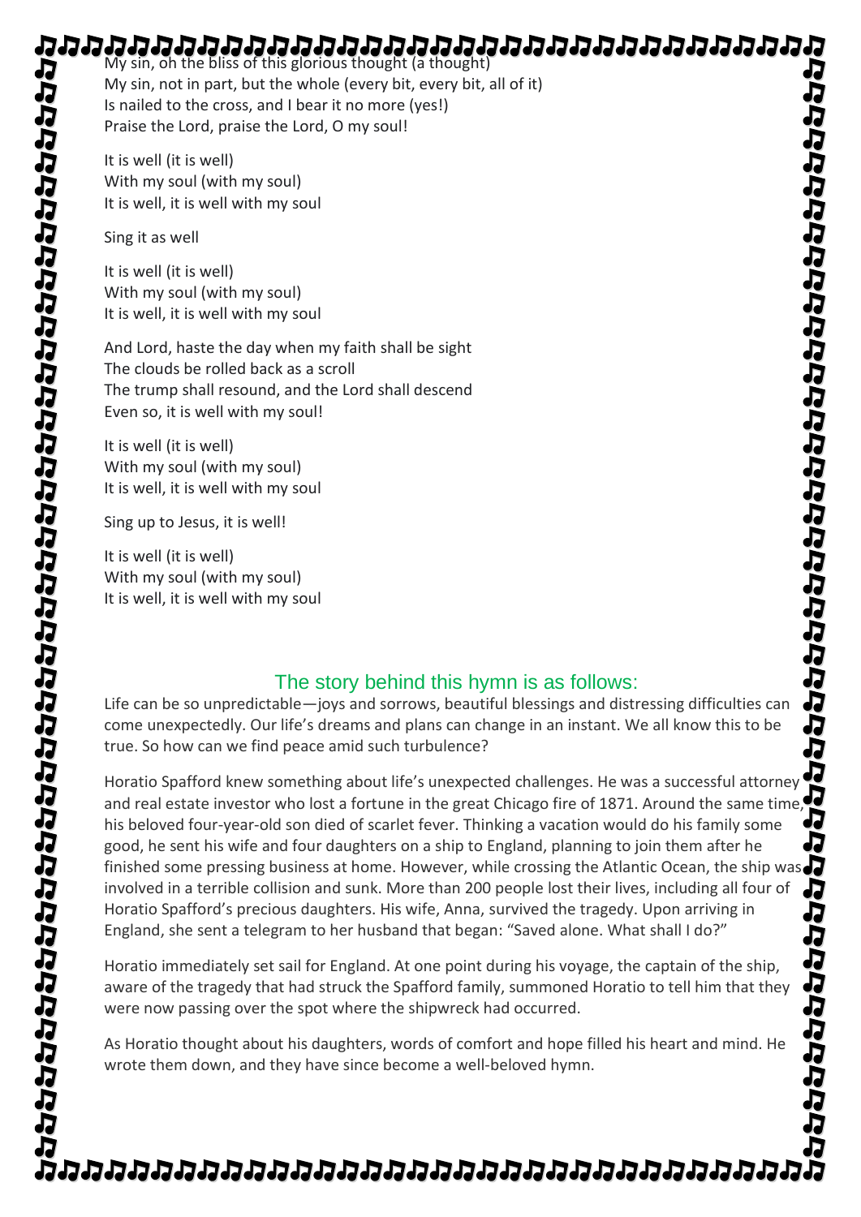My sin, oh the bliss of this glorious thought (a thought)
My sin, not in part, but the whole (every bit, every bit, all of it)
Is nailed to the cross, and I bear it no more (yes!)
Praise the Lord, praise the Lord, O my soul!

It is well (it is well)
With my soul (with my soul)
It is well, it is well with my soul

Sing it as well

It is well (it is well)
With my soul (with my soul)
It is well, it is well with my soul

And Lord, haste the day when my faith shall be sight
The clouds be rolled back as a scroll
The trump shall resound, and the Lord shall descend
Even so, it is well with my soul!

It is well (it is well)
With my soul (with my soul)
It is well, it is well with my soul

Sing up to Jesus, it is well!

It is well (it is well)
With my soul (with my soul)
It is well, it is well with my soul

## The story behind this hymn is as follows:

Life can be so unpredictable—joys and sorrows, beautiful blessings and distressing difficulties can come unexpectedly. Our life's dreams and plans can change in an instant. We all know this to be true. So how can we find peace amid such turbulence?

Horatio Spafford knew something about life's unexpected challenges. He was a successful attorney and real estate investor who lost a fortune in the great Chicago fire of 1871. Around the same time, his beloved four-year-old son died of scarlet fever. Thinking a vacation would do his family some good, he sent his wife and four daughters on a ship to England, planning to join them after he finished some pressing business at home. However, while crossing the Atlantic Ocean, the ship was involved in a terrible collision and sunk. More than 200 people lost their lives, including all four of Horatio Spafford's precious daughters. His wife, Anna, survived the tragedy. Upon arriving in England, she sent a telegram to her husband that began: "Saved alone. What shall I do?"

Horatio immediately set sail for England. At one point during his voyage, the captain of the ship, aware of the tragedy that had struck the Spafford family, summoned Horatio to tell him that they were now passing over the spot where the shipwreck had occurred.

As Horatio thought about his daughters, words of comfort and hope filled his heart and mind. He wrote them down, and they have since become a well-beloved hymn.